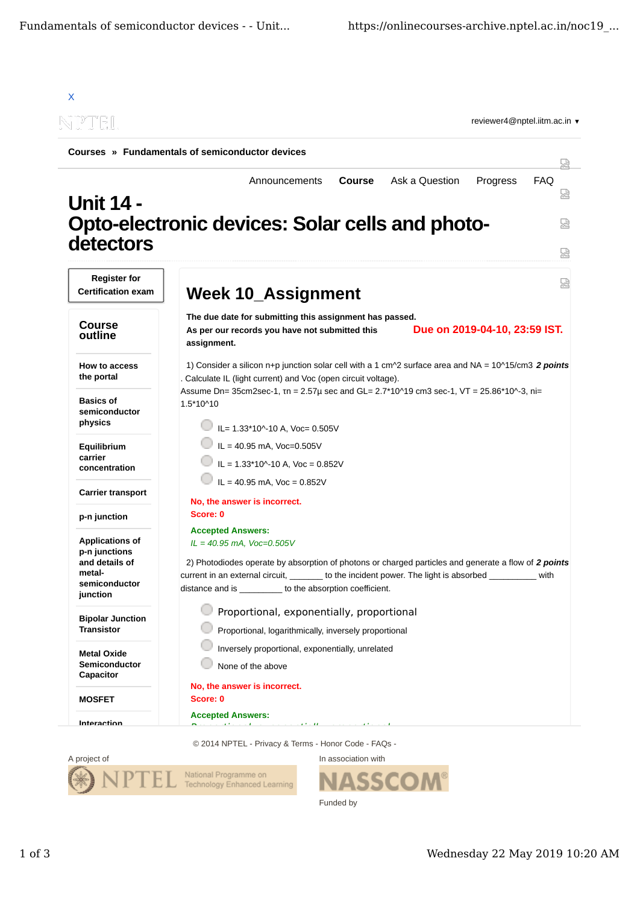X

reviewer4@nptel.iitm.ac.in ▾

Courses » Fundamentals of semiconductor devices

Announcements   Course   Ask a Question   Progress   FAQ

# Unit 14 - Opto-electronic devices: Solar cells and photo-detectors

Register for Certification exam

## Course outline

- How to access the portal
- Basics of semiconductor physics
- Equilibrium carrier concentration
- Carrier transport
- p-n junction
- Applications of p-n junctions and details of metal-semiconductor junction
- Bipolar Junction Transistor
- Metal Oxide Semiconductor Capacitor
- MOSFET
- Interaction

## Week 10_Assignment

**The due date for submitting this assignment has passed.**

**As per our records you have not submitted this assignment.**

**Due on 2019-04-10, 23:59 IST.**

1) Consider a silicon n+p junction solar cell with a 1 cm^2 surface area and NA = 10^15/cm3 . Calculate IL (light current) and Voc (open circuit voltage). ***2 points***

Assume Dn= 35cm2sec-1, τn = 2.57μ sec and GL= 2.7*10^19 cm3 sec-1, VT = 25.86*10^-3, ni= 1.5*10^10

- IL= 1.33*10^-10 A, Voc= 0.505V
- IL = 40.95 mA, Voc=0.505V
- IL = 1.33*10^-10 A, Voc = 0.852V
- IL = 40.95 mA, Voc = 0.852V

**No, the answer is incorrect.**
**Score: 0**

**Accepted Answers:**
*IL = 40.95 mA, Voc=0.505V*

2) Photodiodes operate by absorption of photons or charged particles and generate a flow of current in an external circuit, _______ to the incident power. The light is absorbed __________ with distance and is _________ to the absorption coefficient. ***2 points***

- Proportional, exponentially, proportional
- Proportional, logarithmically, inversely proportional
- Inversely proportional, exponentially, unrelated
- None of the above

**No, the answer is incorrect.**
**Score: 0**

**Accepted Answers:**
*Proportional, exponentially, proportional*

© 2014 NPTEL - Privacy & Terms - Honor Code - FAQs -

A project of NPTEL National Programme on Technology Enhanced Learning

In association with NASSCOM

Funded by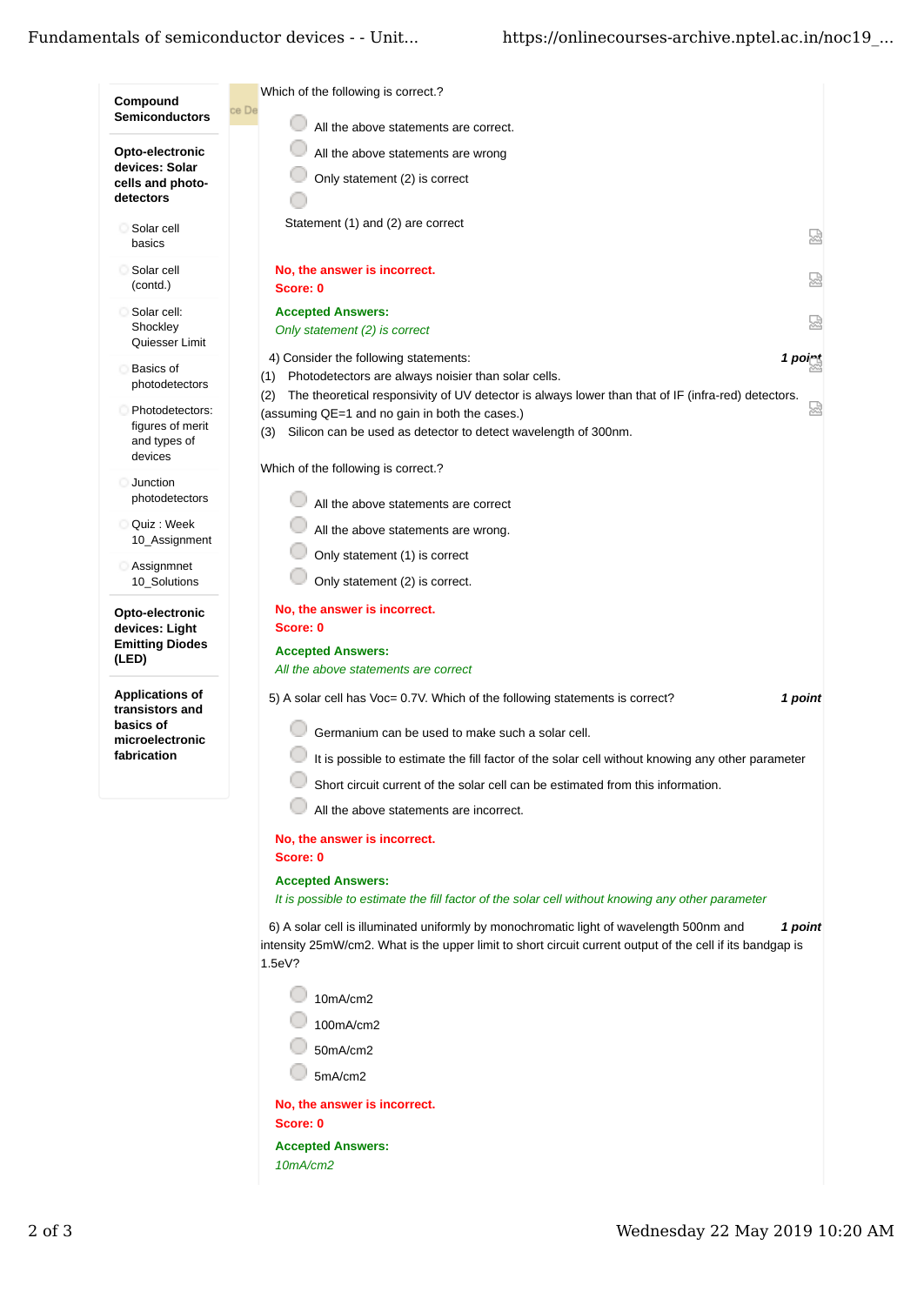**Compound Semiconductors**

**Opto-electronic devices: Solar cells and photo-detectors**

- Solar cell basics
- Solar cell (contd.)
- Solar cell: Shockley Quiesser Limit
- Basics of photodetectors
- Photodetectors: figures of merit and types of devices
- Junction photodetectors
- Quiz : Week 10_Assignment
- Assignmnet 10_Solutions

**Opto-electronic devices: Light Emitting Diodes (LED)**

**Applications of transistors and basics of microelectronic fabrication**

Which of the following is correct.?

- All the above statements are correct.
- All the above statements are wrong
- Only statement (2) is correct
- Statement (1) and (2) are correct

**No, the answer is incorrect.**
**Score: 0**

**Accepted Answers:**
*Only statement (2) is correct*

4) Consider the following statements: ***1 point***

(1) Photodetectors are always noisier than solar cells.
(2) The theoretical responsivity of UV detector is always lower than that of IF (infra-red) detectors. (assuming QE=1 and no gain in both the cases.)
(3) Silicon can be used as detector to detect wavelength of 300nm.

Which of the following is correct.?

- All the above statements are correct
- All the above statements are wrong.
- Only statement (1) is correct
- Only statement (2) is correct.

**No, the answer is incorrect.**
**Score: 0**

**Accepted Answers:**
*All the above statements are correct*

5) A solar cell has Voc= 0.7V. Which of the following statements is correct? ***1 point***

- Germanium can be used to make such a solar cell.
- It is possible to estimate the fill factor of the solar cell without knowing any other parameter
- Short circuit current of the solar cell can be estimated from this information.
- All the above statements are incorrect.

**No, the answer is incorrect.**
**Score: 0**

**Accepted Answers:**
*It is possible to estimate the fill factor of the solar cell without knowing any other parameter*

6) A solar cell is illuminated uniformly by monochromatic light of wavelength 500nm and intensity 25mW/cm2. What is the upper limit to short circuit current output of the cell if its bandgap is 1.5eV? ***1 point***

- 10mA/cm2
- 100mA/cm2
- 50mA/cm2
- 5mA/cm2

**No, the answer is incorrect.**
**Score: 0**

**Accepted Answers:**
*10mA/cm2*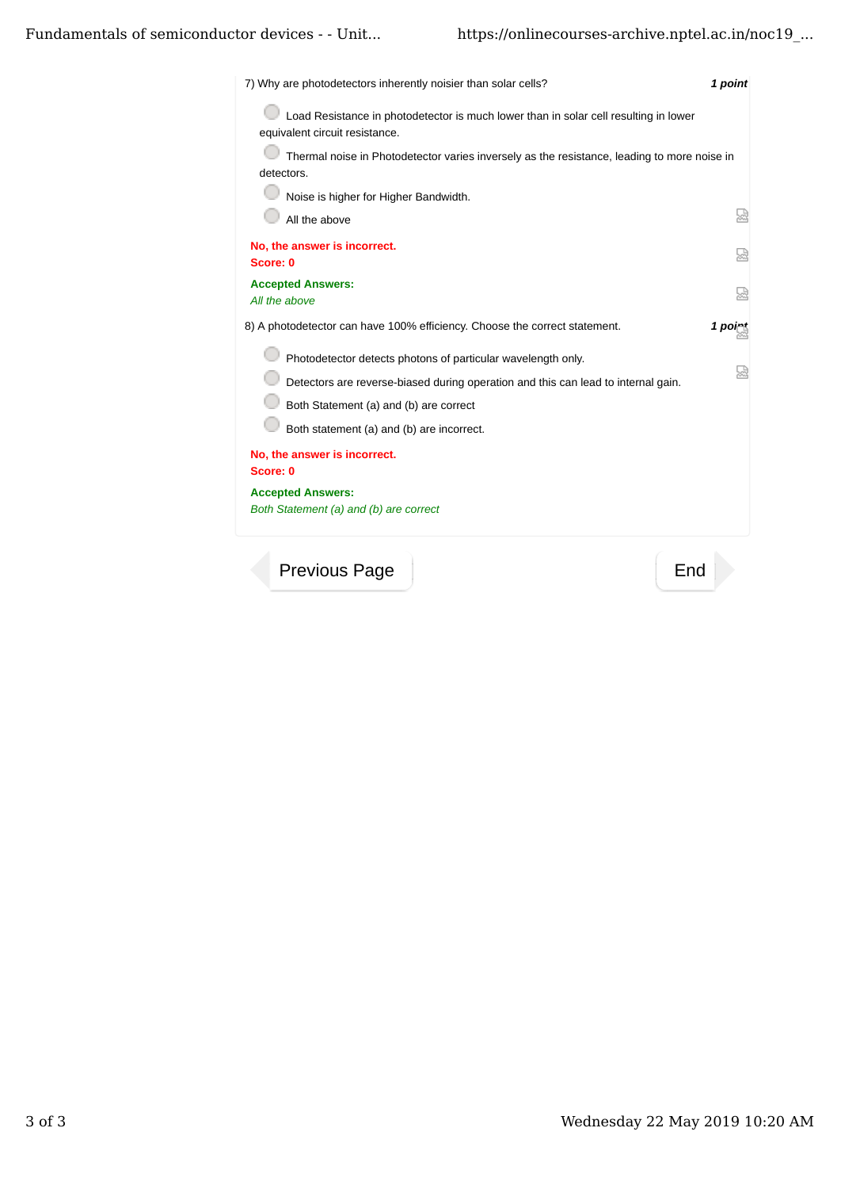7) Why are photodetectors inherently noisier than solar cells? **1 point**

- Load Resistance in photodetector is much lower than in solar cell resulting in lower equivalent circuit resistance.
- Thermal noise in Photodetector varies inversely as the resistance, leading to more noise in detectors.
- Noise is higher for Higher Bandwidth.
- All the above

**No, the answer is incorrect.**
**Score: 0**

**Accepted Answers:**
*All the above*

8) A photodetector can have 100% efficiency. Choose the correct statement. **1 point**

- Photodetector detects photons of particular wavelength only.
- Detectors are reverse-biased during operation and this can lead to internal gain.
- Both Statement (a) and (b) are correct
- Both statement (a) and (b) are incorrect.

**No, the answer is incorrect.**
**Score: 0**

**Accepted Answers:**
*Both Statement (a) and (b) are correct*

Previous Page

End